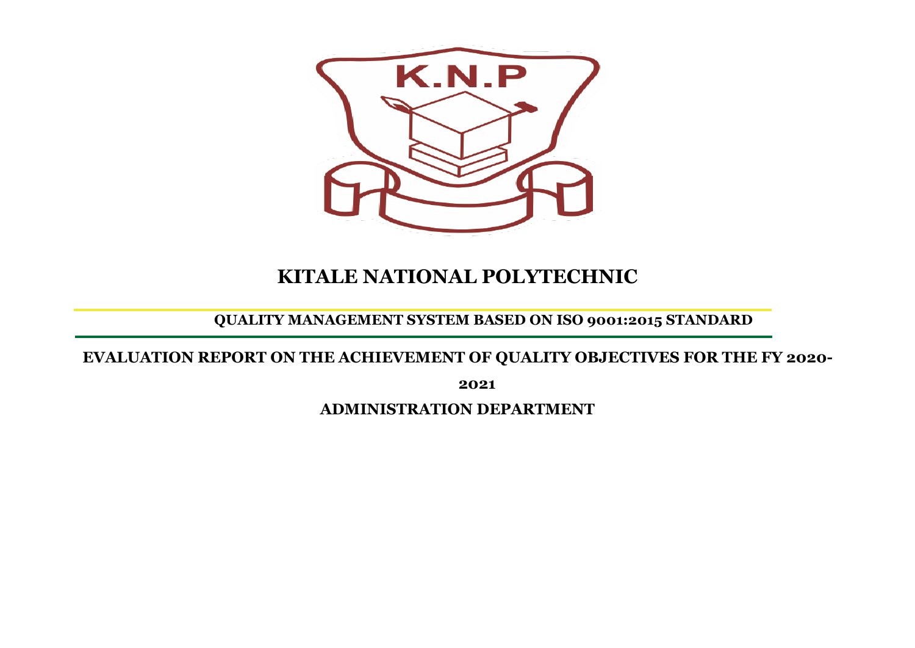K.N.P

# KITALE NATIONAL POLYTECHNIC

**QUALITY MANAGEMENT SYSTEM BASED ON ISO 9001:2015 STANDARD**

**EVALUATION REPORT ON THE ACHIEVEMENT OF QUALITY OBJECTIVES FOR THE FY 2020-2021**

**ADMINISTRATION DEPARTMENT**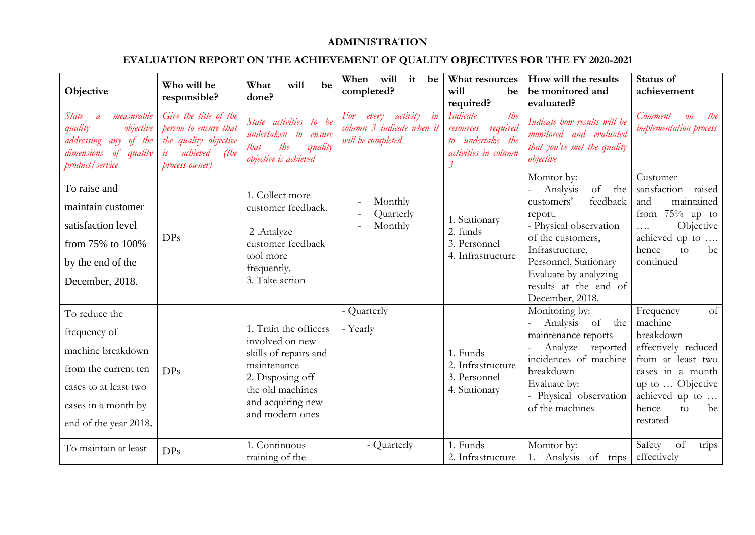**ADMINISTRATION**

**EVALUATION REPORT ON THE ACHIEVEMENT OF QUALITY OBJECTIVES FOR THE FY 2020-2021**

| Objective | Who will be responsible? | What will be done? | When will it be completed? | What resources will be required? | How will the results be monitored and evaluated? | Status of achievement |
|---|---|---|---|---|---|---|
| *State a measurable quality objective addressing any of the dimensions of quality product/service* | *Give the title of the person to ensure that the quality objective is achieved (the process owner)* | *State activities to be undertaken to ensure that the quality objective is achieved* | *For every activity in column 3 indicate when it will be completed* | *Indicate the resources required to undertake the activities in column 3* | *Indicate how results will be monitored and evaluated that you've met the quality objective* | *Comment on the implementation process* |
| To raise and maintain customer satisfaction level from 75% to 100% by the end of the December, 2018. | DPs | 1. Collect more customer feedback.<br>2 .Analyze customer feedback tool more frequently.<br>3. Take action | - Monthly<br>- Quarterly<br>- Monthly | 1. Stationary<br>2. funds<br>3. Personnel<br>4. Infrastructure | Monitor by:<br>- Analysis of the customers' feedback report.<br>- Physical observation of the customers, Infrastructure, Personnel, Stationary<br>Evaluate by analyzing results at the end of December, 2018. | Customer satisfaction raised and maintained from 75% up to …. Objective achieved up to …. hence to be continued |
| To reduce the frequency of machine breakdown from the current ten cases to at least two cases in a month by end of the year 2018. | DPs | 1. Train the officers involved on new skills of repairs and maintenance<br>2. Disposing off the old machines and acquiring new and modern ones | - Quarterly<br>- Yearly | 1. Funds<br>2. Infrastructure<br>3. Personnel<br>4. Stationary | Monitoring by:<br>- Analysis of the maintenance reports<br>- Analyze reported incidences of machine breakdown<br>Evaluate by:<br>- Physical observation of the machines | Frequency of machine breakdown effectively reduced from at least two cases in a month up to … Objective achieved up to … hence to be restated |
| To maintain at least | DPs | 1. Continuous training of the | - Quarterly | 1. Funds<br>2. Infrastructure | Monitor by:<br>1. Analysis of trips | Safety of trips effectively |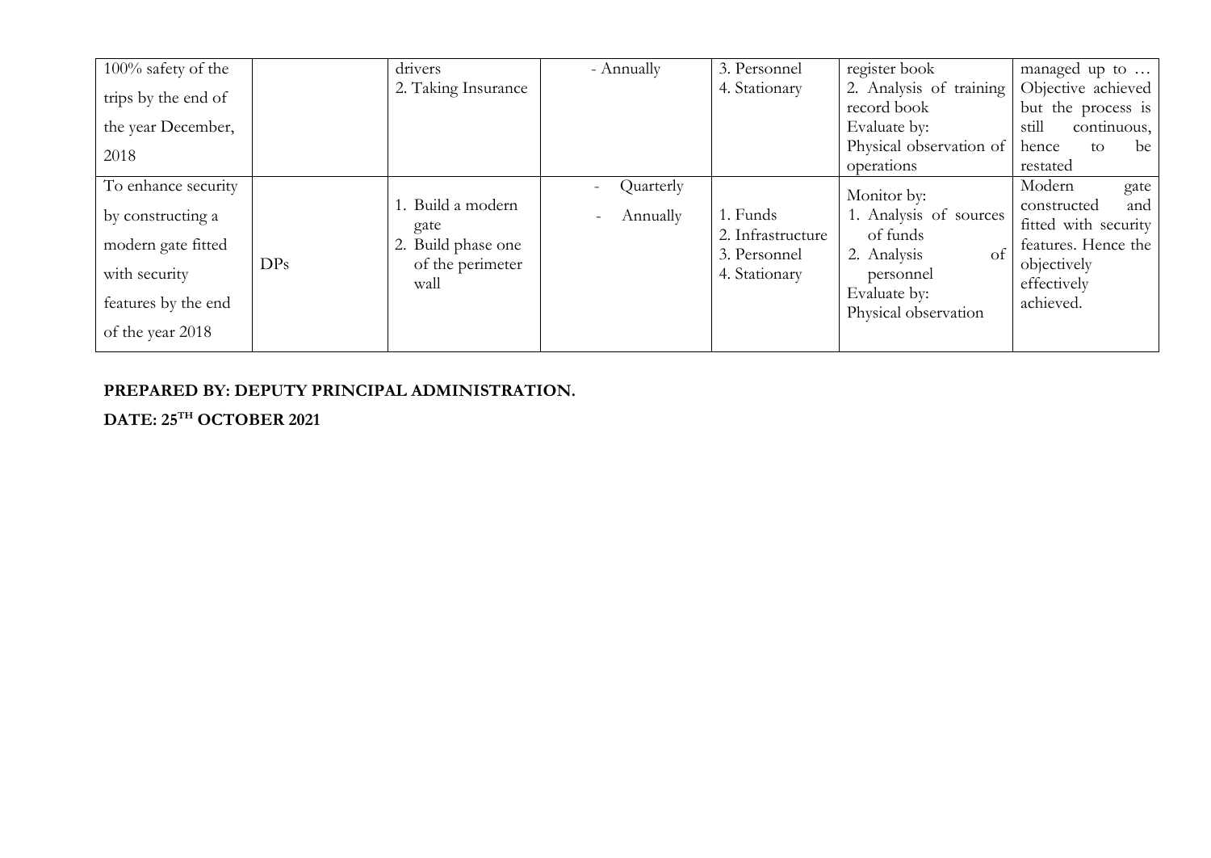| | | | | | | |
|---|---|---|---|---|---|---|
| 100% safety of the trips by the end of the year December, 2018 | | drivers<br>2. Taking Insurance | - Annually | 3. Personnel<br>4. Stationary | register book<br>2. Analysis of training record book<br>Evaluate by:<br>Physical observation of operations | managed up to … Objective achieved but the process is still continuous, hence to be restated |
| To enhance security by constructing a modern gate fitted with security features by the end of the year 2018 | DPs | 1. Build a modern gate<br>2. Build phase one of the perimeter wall | - Quarterly<br>- Annually | 1. Funds<br>2. Infrastructure<br>3. Personnel<br>4. Stationary | Monitor by:<br>1. Analysis of sources of funds<br>2. Analysis of personnel<br>Evaluate by:<br>Physical observation | Modern gate constructed and fitted with security features. Hence the objectively effectively achieved. |

**PREPARED BY: DEPUTY PRINCIPAL ADMINISTRATION.**

**DATE: 25TH OCTOBER 2021**